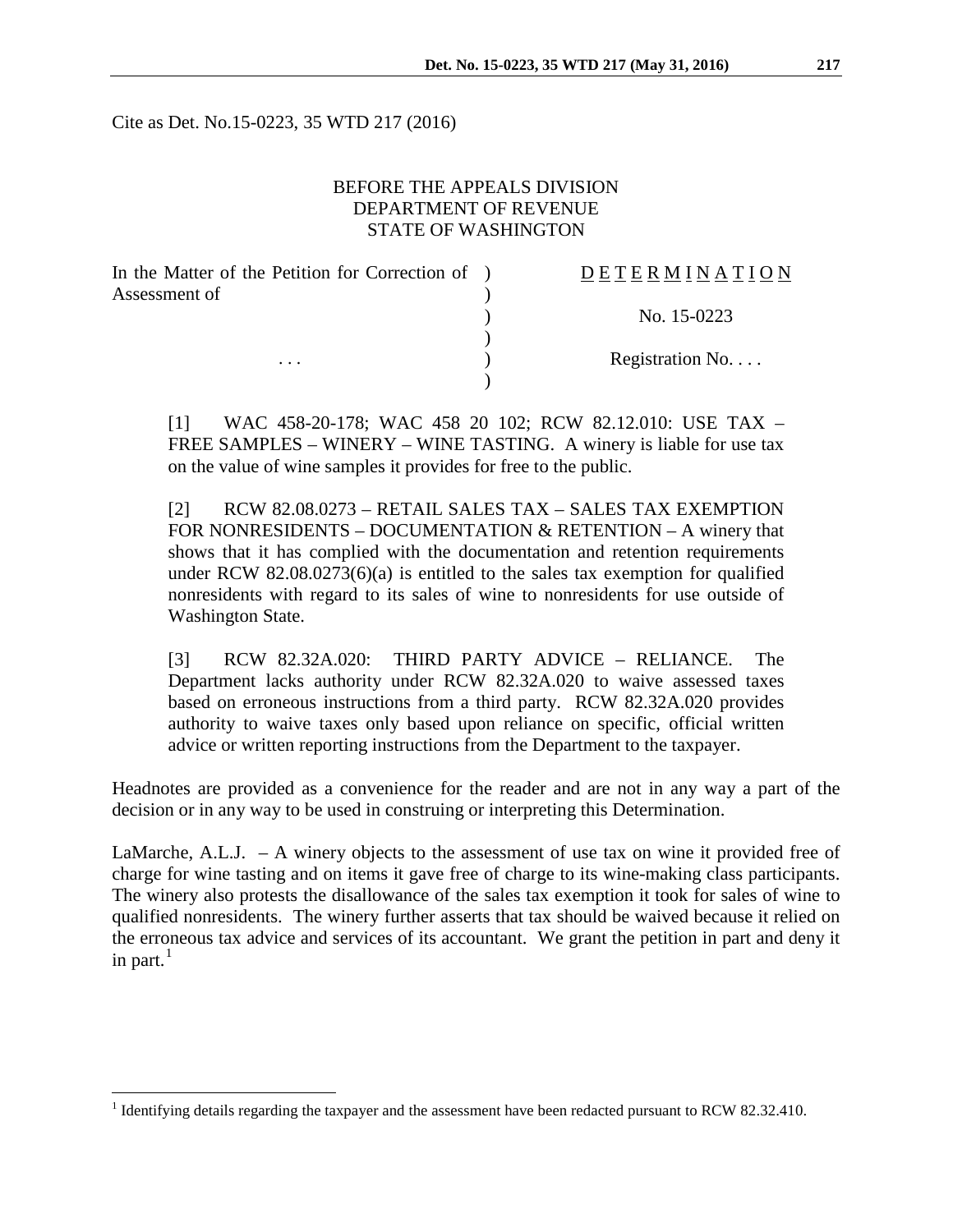Cite as Det. No.15-0223, 35 WTD 217 (2016)

BEFORE THE APPEALS DIVISION
DEPARTMENT OF REVENUE
STATE OF WASHINGTON

| | | |
|---|---|---|
| In the Matter of the Petition for Correction of Assessment of | ) | D E T E R M I N A T I O N |
| | ) | No. 15-0223 |
| . . . | ) | Registration No. . . . |

[1] WAC 458-20-178; WAC 458 20 102; RCW 82.12.010: USE TAX – FREE SAMPLES – WINERY – WINE TASTING. A winery is liable for use tax on the value of wine samples it provides for free to the public.

[2] RCW 82.08.0273 – RETAIL SALES TAX – SALES TAX EXEMPTION FOR NONRESIDENTS – DOCUMENTATION & RETENTION – A winery that shows that it has complied with the documentation and retention requirements under RCW 82.08.0273(6)(a) is entitled to the sales tax exemption for qualified nonresidents with regard to its sales of wine to nonresidents for use outside of Washington State.

[3] RCW 82.32A.020: THIRD PARTY ADVICE – RELIANCE. The Department lacks authority under RCW 82.32A.020 to waive assessed taxes based on erroneous instructions from a third party. RCW 82.32A.020 provides authority to waive taxes only based upon reliance on specific, official written advice or written reporting instructions from the Department to the taxpayer.

Headnotes are provided as a convenience for the reader and are not in any way a part of the decision or in any way to be used in construing or interpreting this Determination.

LaMarche, A.L.J. – A winery objects to the assessment of use tax on wine it provided free of charge for wine tasting and on items it gave free of charge to its wine-making class participants. The winery also protests the disallowance of the sales tax exemption it took for sales of wine to qualified nonresidents. The winery further asserts that tax should be waived because it relied on the erroneous tax advice and services of its accountant. We grant the petition in part and deny it in part.[1]

[1] Identifying details regarding the taxpayer and the assessment have been redacted pursuant to RCW 82.32.410.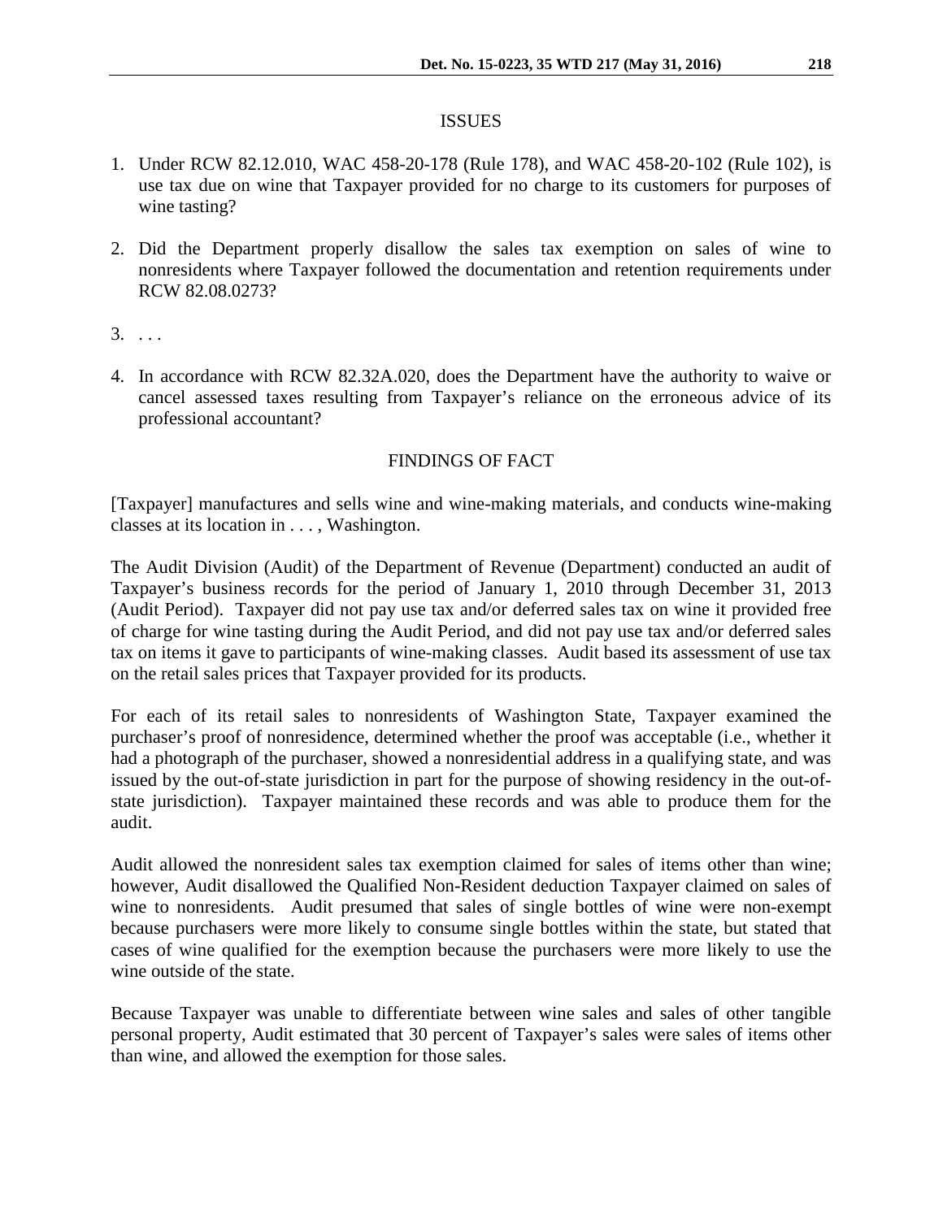## ISSUES

1. Under RCW 82.12.010, WAC 458-20-178 (Rule 178), and WAC 458-20-102 (Rule 102), is use tax due on wine that Taxpayer provided for no charge to its customers for purposes of wine tasting?

2. Did the Department properly disallow the sales tax exemption on sales of wine to nonresidents where Taxpayer followed the documentation and retention requirements under RCW 82.08.0273?

3. . . .

4. In accordance with RCW 82.32A.020, does the Department have the authority to waive or cancel assessed taxes resulting from Taxpayer's reliance on the erroneous advice of its professional accountant?

## FINDINGS OF FACT

[Taxpayer] manufactures and sells wine and wine-making materials, and conducts wine-making classes at its location in . . . , Washington.

The Audit Division (Audit) of the Department of Revenue (Department) conducted an audit of Taxpayer's business records for the period of January 1, 2010 through December 31, 2013 (Audit Period). Taxpayer did not pay use tax and/or deferred sales tax on wine it provided free of charge for wine tasting during the Audit Period, and did not pay use tax and/or deferred sales tax on items it gave to participants of wine-making classes. Audit based its assessment of use tax on the retail sales prices that Taxpayer provided for its products.

For each of its retail sales to nonresidents of Washington State, Taxpayer examined the purchaser's proof of nonresidence, determined whether the proof was acceptable (i.e., whether it had a photograph of the purchaser, showed a nonresidential address in a qualifying state, and was issued by the out-of-state jurisdiction in part for the purpose of showing residency in the out-of-state jurisdiction). Taxpayer maintained these records and was able to produce them for the audit.

Audit allowed the nonresident sales tax exemption claimed for sales of items other than wine; however, Audit disallowed the Qualified Non-Resident deduction Taxpayer claimed on sales of wine to nonresidents. Audit presumed that sales of single bottles of wine were non-exempt because purchasers were more likely to consume single bottles within the state, but stated that cases of wine qualified for the exemption because the purchasers were more likely to use the wine outside of the state.

Because Taxpayer was unable to differentiate between wine sales and sales of other tangible personal property, Audit estimated that 30 percent of Taxpayer's sales were sales of items other than wine, and allowed the exemption for those sales.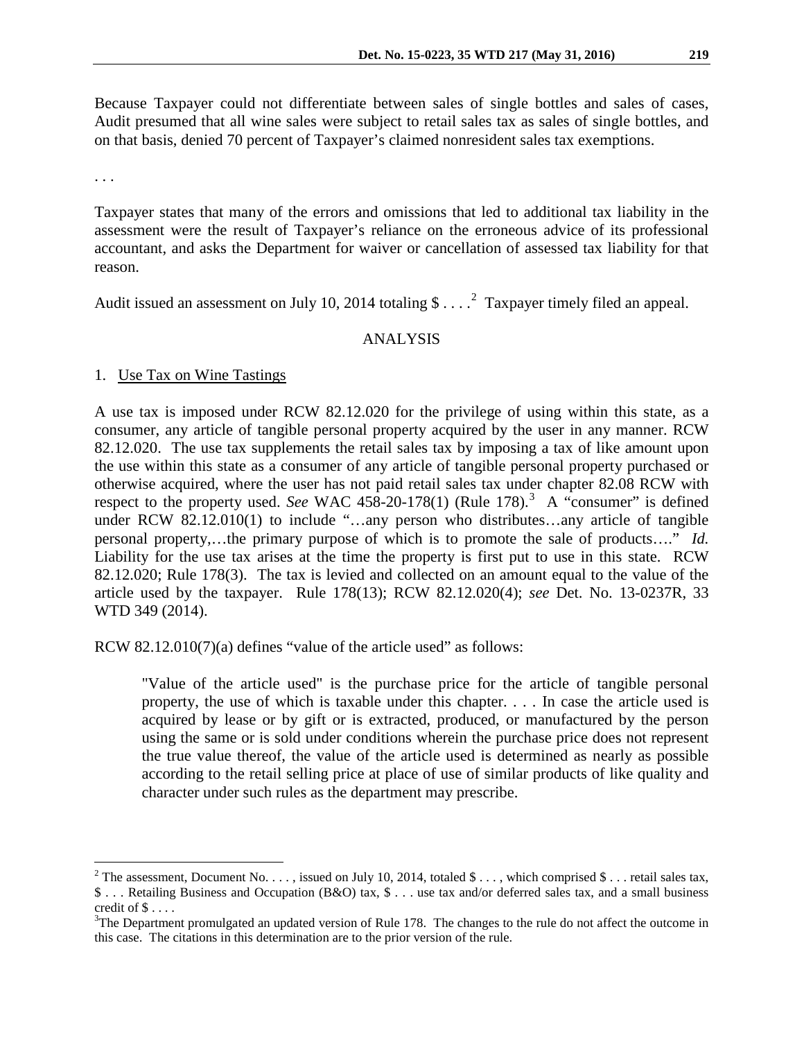Because Taxpayer could not differentiate between sales of single bottles and sales of cases, Audit presumed that all wine sales were subject to retail sales tax as sales of single bottles, and on that basis, denied 70 percent of Taxpayer's claimed nonresident sales tax exemptions.

. . .

Taxpayer states that many of the errors and omissions that led to additional tax liability in the assessment were the result of Taxpayer's reliance on the erroneous advice of its professional accountant, and asks the Department for waiver or cancellation of assessed tax liability for that reason.

Audit issued an assessment on July 10, 2014 totaling $ . . . .[2] Taxpayer timely filed an appeal.

## ANALYSIS

### 1. Use Tax on Wine Tastings

A use tax is imposed under RCW 82.12.020 for the privilege of using within this state, as a consumer, any article of tangible personal property acquired by the user in any manner. RCW 82.12.020. The use tax supplements the retail sales tax by imposing a tax of like amount upon the use within this state as a consumer of any article of tangible personal property purchased or otherwise acquired, where the user has not paid retail sales tax under chapter 82.08 RCW with respect to the property used. *See* WAC 458-20-178(1) (Rule 178).[3] A "consumer" is defined under RCW 82.12.010(1) to include "…any person who distributes…any article of tangible personal property,…the primary purpose of which is to promote the sale of products…." *Id.* Liability for the use tax arises at the time the property is first put to use in this state. RCW 82.12.020; Rule 178(3). The tax is levied and collected on an amount equal to the value of the article used by the taxpayer. Rule 178(13); RCW 82.12.020(4); *see* Det. No. 13-0237R, 33 WTD 349 (2014).

RCW 82.12.010(7)(a) defines "value of the article used" as follows:

> "Value of the article used" is the purchase price for the article of tangible personal property, the use of which is taxable under this chapter. . . . In case the article used is acquired by lease or by gift or is extracted, produced, or manufactured by the person using the same or is sold under conditions wherein the purchase price does not represent the true value thereof, the value of the article used is determined as nearly as possible according to the retail selling price at place of use of similar products of like quality and character under such rules as the department may prescribe.

---

[2] The assessment, Document No. . . . , issued on July 10, 2014, totaled $ . . . , which comprised $ . . . retail sales tax, $ . . . Retailing Business and Occupation (B&O) tax, $ . . . use tax and/or deferred sales tax, and a small business credit of $ . . . .

[3] The Department promulgated an updated version of Rule 178. The changes to the rule do not affect the outcome in this case. The citations in this determination are to the prior version of the rule.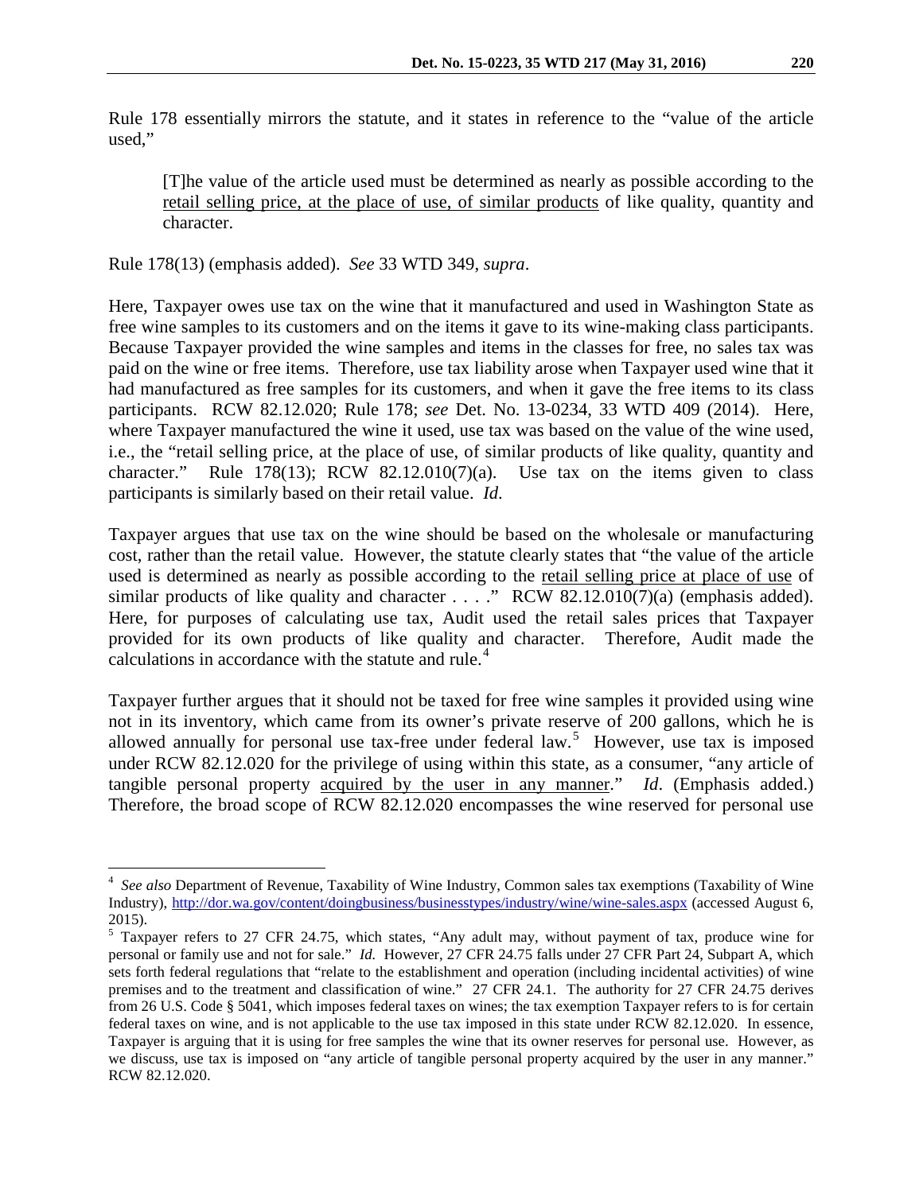Rule 178 essentially mirrors the statute, and it states in reference to the "value of the article used,"

> [T]he value of the article used must be determined as nearly as possible according to the retail selling price, at the place of use, of similar products of like quality, quantity and character.

Rule 178(13) (emphasis added). *See* 33 WTD 349, *supra*.

Here, Taxpayer owes use tax on the wine that it manufactured and used in Washington State as free wine samples to its customers and on the items it gave to its wine-making class participants. Because Taxpayer provided the wine samples and items in the classes for free, no sales tax was paid on the wine or free items. Therefore, use tax liability arose when Taxpayer used wine that it had manufactured as free samples for its customers, and when it gave the free items to its class participants. RCW 82.12.020; Rule 178; *see* Det. No. 13-0234, 33 WTD 409 (2014). Here, where Taxpayer manufactured the wine it used, use tax was based on the value of the wine used, i.e., the "retail selling price, at the place of use, of similar products of like quality, quantity and character." Rule 178(13); RCW 82.12.010(7)(a). Use tax on the items given to class participants is similarly based on their retail value. *Id*.

Taxpayer argues that use tax on the wine should be based on the wholesale or manufacturing cost, rather than the retail value. However, the statute clearly states that "the value of the article used is determined as nearly as possible according to the retail selling price at place of use of similar products of like quality and character . . . ." RCW 82.12.010(7)(a) (emphasis added). Here, for purposes of calculating use tax, Audit used the retail sales prices that Taxpayer provided for its own products of like quality and character. Therefore, Audit made the calculations in accordance with the statute and rule.[4]

Taxpayer further argues that it should not be taxed for free wine samples it provided using wine not in its inventory, which came from its owner's private reserve of 200 gallons, which he is allowed annually for personal use tax-free under federal law.[5] However, use tax is imposed under RCW 82.12.020 for the privilege of using within this state, as a consumer, "any article of tangible personal property acquired by the user in any manner." *Id*. (Emphasis added.) Therefore, the broad scope of RCW 82.12.020 encompasses the wine reserved for personal use

---

[4] *See also* Department of Revenue, Taxability of Wine Industry, Common sales tax exemptions (Taxability of Wine Industry), http://dor.wa.gov/content/doingbusiness/businesstypes/industry/wine/wine-sales.aspx (accessed August 6, 2015).

[5] Taxpayer refers to 27 CFR 24.75, which states, "Any adult may, without payment of tax, produce wine for personal or family use and not for sale." *Id.* However, 27 CFR 24.75 falls under 27 CFR Part 24, Subpart A, which sets forth federal regulations that "relate to the establishment and operation (including incidental activities) of wine premises and to the treatment and classification of wine." 27 CFR 24.1. The authority for 27 CFR 24.75 derives from 26 U.S. Code § 5041, which imposes federal taxes on wines; the tax exemption Taxpayer refers to is for certain federal taxes on wine, and is not applicable to the use tax imposed in this state under RCW 82.12.020. In essence, Taxpayer is arguing that it is using for free samples the wine that its owner reserves for personal use. However, as we discuss, use tax is imposed on "any article of tangible personal property acquired by the user in any manner." RCW 82.12.020.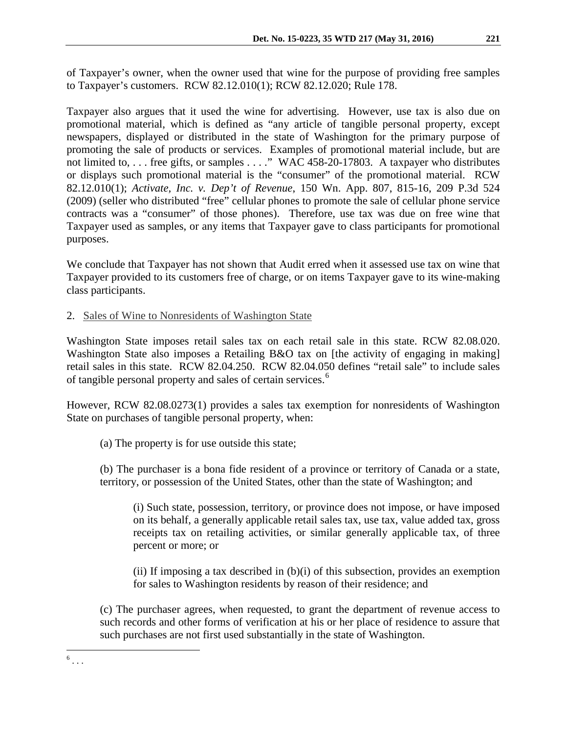of Taxpayer's owner, when the owner used that wine for the purpose of providing free samples to Taxpayer's customers. RCW 82.12.010(1); RCW 82.12.020; Rule 178.

Taxpayer also argues that it used the wine for advertising. However, use tax is also due on promotional material, which is defined as "any article of tangible personal property, except newspapers, displayed or distributed in the state of Washington for the primary purpose of promoting the sale of products or services. Examples of promotional material include, but are not limited to, . . . free gifts, or samples . . . ." WAC 458-20-17803. A taxpayer who distributes or displays such promotional material is the "consumer" of the promotional material. RCW 82.12.010(1); *Activate, Inc. v. Dep't of Revenue*, 150 Wn. App. 807, 815-16, 209 P.3d 524 (2009) (seller who distributed "free" cellular phones to promote the sale of cellular phone service contracts was a "consumer" of those phones). Therefore, use tax was due on free wine that Taxpayer used as samples, or any items that Taxpayer gave to class participants for promotional purposes.

We conclude that Taxpayer has not shown that Audit erred when it assessed use tax on wine that Taxpayer provided to its customers free of charge, or on items Taxpayer gave to its wine-making class participants.

2. <u>Sales of Wine to Nonresidents of Washington State</u>

Washington State imposes retail sales tax on each retail sale in this state. RCW 82.08.020. Washington State also imposes a Retailing B&O tax on [the activity of engaging in making] retail sales in this state. RCW 82.04.250. RCW 82.04.050 defines "retail sale" to include sales of tangible personal property and sales of certain services.[6]

However, RCW 82.08.0273(1) provides a sales tax exemption for nonresidents of Washington State on purchases of tangible personal property, when:

> (a) The property is for use outside this state;
>
> (b) The purchaser is a bona fide resident of a province or territory of Canada or a state, territory, or possession of the United States, other than the state of Washington; and
>
> > (i) Such state, possession, territory, or province does not impose, or have imposed on its behalf, a generally applicable retail sales tax, use tax, value added tax, gross receipts tax on retailing activities, or similar generally applicable tax, of three percent or more; or
> >
> > (ii) If imposing a tax described in (b)(i) of this subsection, provides an exemption for sales to Washington residents by reason of their residence; and
>
> (c) The purchaser agrees, when requested, to grant the department of revenue access to such records and other forms of verification at his or her place of residence to assure that such purchases are not first used substantially in the state of Washington.

[6] . . .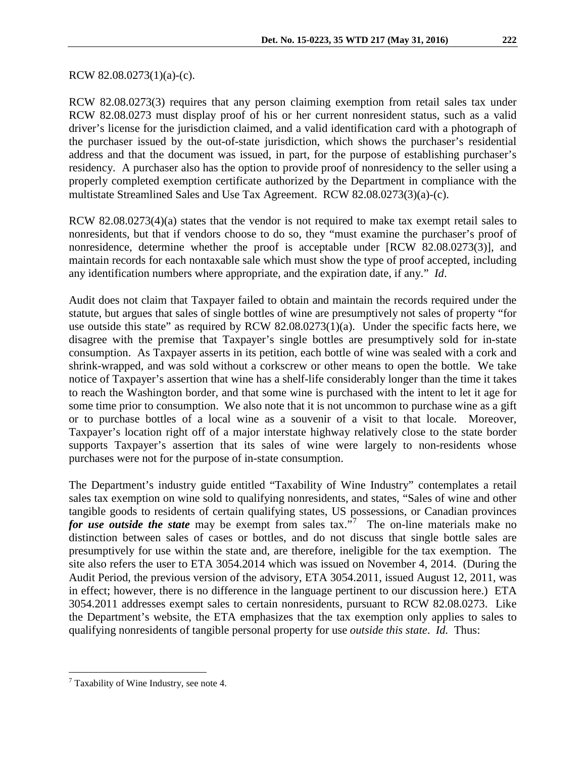RCW 82.08.0273(1)(a)-(c).

RCW 82.08.0273(3) requires that any person claiming exemption from retail sales tax under RCW 82.08.0273 must display proof of his or her current nonresident status, such as a valid driver's license for the jurisdiction claimed, and a valid identification card with a photograph of the purchaser issued by the out-of-state jurisdiction, which shows the purchaser's residential address and that the document was issued, in part, for the purpose of establishing purchaser's residency. A purchaser also has the option to provide proof of nonresidency to the seller using a properly completed exemption certificate authorized by the Department in compliance with the multistate Streamlined Sales and Use Tax Agreement. RCW 82.08.0273(3)(a)-(c).

RCW 82.08.0273(4)(a) states that the vendor is not required to make tax exempt retail sales to nonresidents, but that if vendors choose to do so, they "must examine the purchaser's proof of nonresidence, determine whether the proof is acceptable under [RCW 82.08.0273(3)], and maintain records for each nontaxable sale which must show the type of proof accepted, including any identification numbers where appropriate, and the expiration date, if any." *Id*.

Audit does not claim that Taxpayer failed to obtain and maintain the records required under the statute, but argues that sales of single bottles of wine are presumptively not sales of property "for use outside this state" as required by RCW 82.08.0273(1)(a). Under the specific facts here, we disagree with the premise that Taxpayer's single bottles are presumptively sold for in-state consumption. As Taxpayer asserts in its petition, each bottle of wine was sealed with a cork and shrink-wrapped, and was sold without a corkscrew or other means to open the bottle. We take notice of Taxpayer's assertion that wine has a shelf-life considerably longer than the time it takes to reach the Washington border, and that some wine is purchased with the intent to let it age for some time prior to consumption. We also note that it is not uncommon to purchase wine as a gift or to purchase bottles of a local wine as a souvenir of a visit to that locale. Moreover, Taxpayer's location right off of a major interstate highway relatively close to the state border supports Taxpayer's assertion that its sales of wine were largely to non-residents whose purchases were not for the purpose of in-state consumption.

The Department's industry guide entitled "Taxability of Wine Industry" contemplates a retail sales tax exemption on wine sold to qualifying nonresidents, and states, "Sales of wine and other tangible goods to residents of certain qualifying states, US possessions, or Canadian provinces ***for use outside the state*** may be exempt from sales tax."[7] The on-line materials make no distinction between sales of cases or bottles, and do not discuss that single bottle sales are presumptively for use within the state and, are therefore, ineligible for the tax exemption. The site also refers the user to ETA 3054.2014 which was issued on November 4, 2014. (During the Audit Period, the previous version of the advisory, ETA 3054.2011, issued August 12, 2011, was in effect; however, there is no difference in the language pertinent to our discussion here.) ETA 3054.2011 addresses exempt sales to certain nonresidents, pursuant to RCW 82.08.0273. Like the Department's website, the ETA emphasizes that the tax exemption only applies to sales to qualifying nonresidents of tangible personal property for use *outside this state*. *Id.* Thus:

---

[7] Taxability of Wine Industry, see note 4.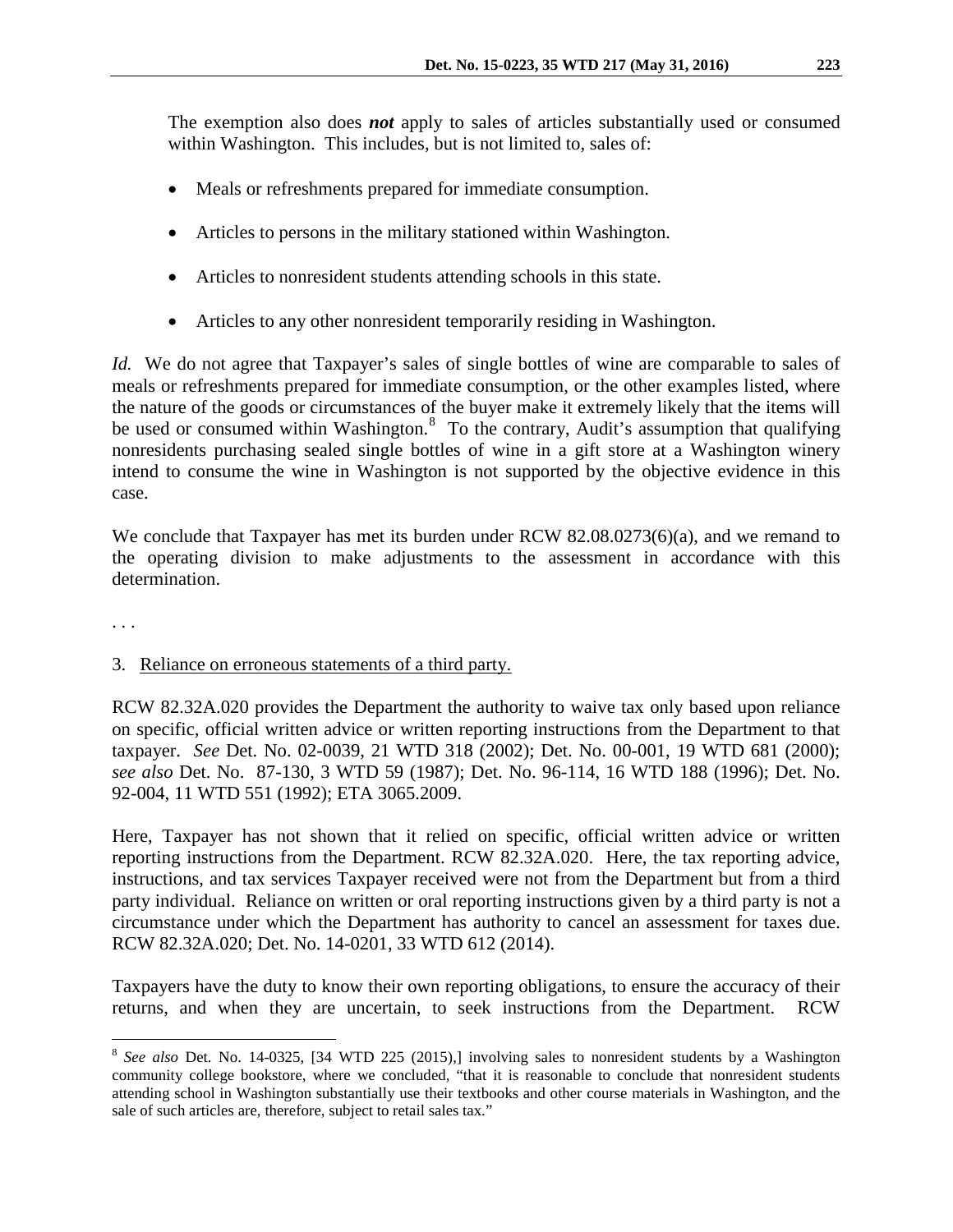The exemption also does ***not*** apply to sales of articles substantially used or consumed within Washington. This includes, but is not limited to, sales of:

- Meals or refreshments prepared for immediate consumption.
- Articles to persons in the military stationed within Washington.
- Articles to nonresident students attending schools in this state.
- Articles to any other nonresident temporarily residing in Washington.

*Id.* We do not agree that Taxpayer's sales of single bottles of wine are comparable to sales of meals or refreshments prepared for immediate consumption, or the other examples listed, where the nature of the goods or circumstances of the buyer make it extremely likely that the items will be used or consumed within Washington.[8] To the contrary, Audit's assumption that qualifying nonresidents purchasing sealed single bottles of wine in a gift store at a Washington winery intend to consume the wine in Washington is not supported by the objective evidence in this case.

We conclude that Taxpayer has met its burden under RCW 82.08.0273(6)(a), and we remand to the operating division to make adjustments to the assessment in accordance with this determination.

. . .

3. Reliance on erroneous statements of a third party.

RCW 82.32A.020 provides the Department the authority to waive tax only based upon reliance on specific, official written advice or written reporting instructions from the Department to that taxpayer. *See* Det. No. 02-0039, 21 WTD 318 (2002); Det. No. 00-001, 19 WTD 681 (2000); *see also* Det. No. 87-130, 3 WTD 59 (1987); Det. No. 96-114, 16 WTD 188 (1996); Det. No. 92-004, 11 WTD 551 (1992); ETA 3065.2009.

Here, Taxpayer has not shown that it relied on specific, official written advice or written reporting instructions from the Department. RCW 82.32A.020. Here, the tax reporting advice, instructions, and tax services Taxpayer received were not from the Department but from a third party individual. Reliance on written or oral reporting instructions given by a third party is not a circumstance under which the Department has authority to cancel an assessment for taxes due. RCW 82.32A.020; Det. No. 14-0201, 33 WTD 612 (2014).

Taxpayers have the duty to know their own reporting obligations, to ensure the accuracy of their returns, and when they are uncertain, to seek instructions from the Department. RCW

[8] *See also* Det. No. 14-0325, [34 WTD 225 (2015),] involving sales to nonresident students by a Washington community college bookstore, where we concluded, "that it is reasonable to conclude that nonresident students attending school in Washington substantially use their textbooks and other course materials in Washington, and the sale of such articles are, therefore, subject to retail sales tax."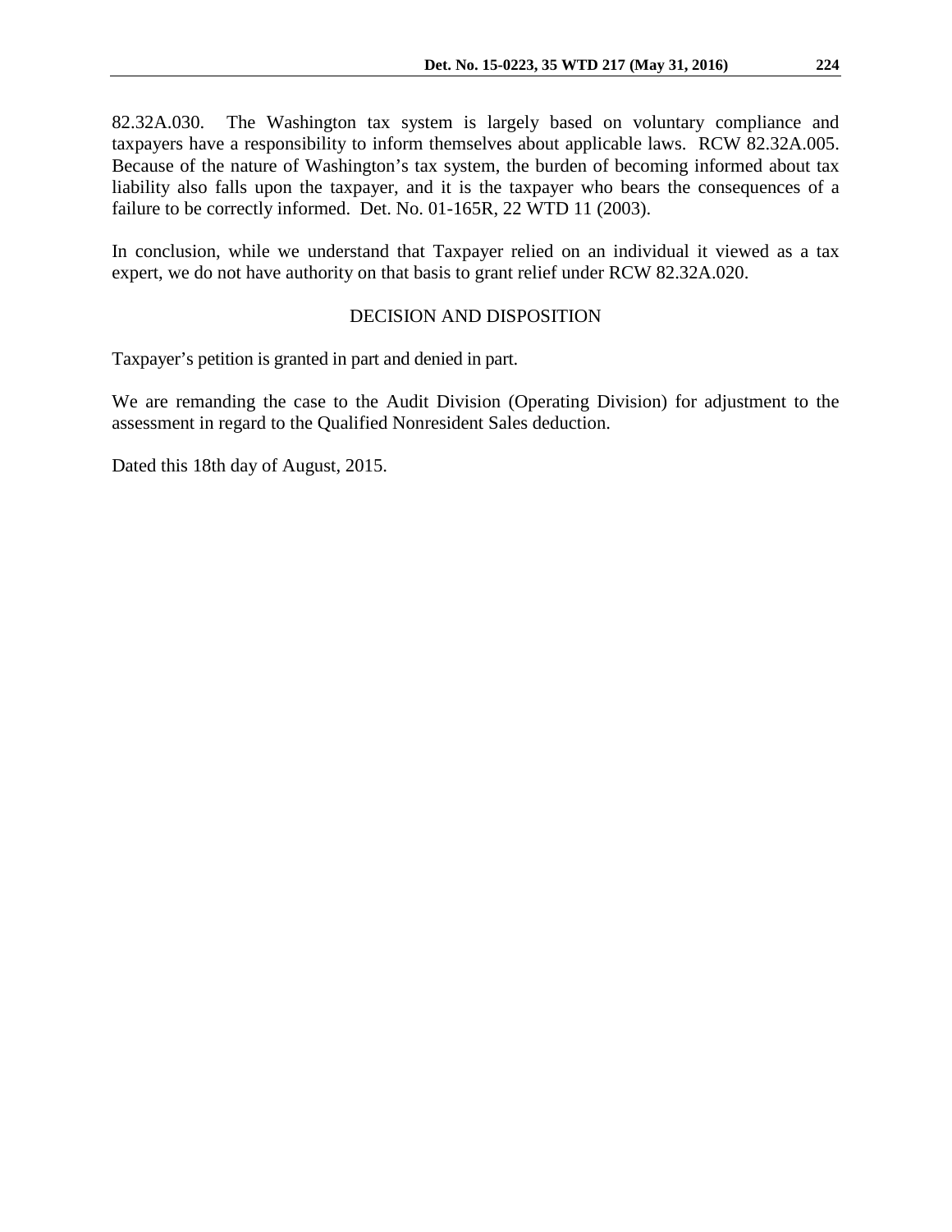82.32A.030. The Washington tax system is largely based on voluntary compliance and taxpayers have a responsibility to inform themselves about applicable laws. RCW 82.32A.005. Because of the nature of Washington's tax system, the burden of becoming informed about tax liability also falls upon the taxpayer, and it is the taxpayer who bears the consequences of a failure to be correctly informed. Det. No. 01-165R, 22 WTD 11 (2003).

In conclusion, while we understand that Taxpayer relied on an individual it viewed as a tax expert, we do not have authority on that basis to grant relief under RCW 82.32A.020.

## DECISION AND DISPOSITION

Taxpayer's petition is granted in part and denied in part.

We are remanding the case to the Audit Division (Operating Division) for adjustment to the assessment in regard to the Qualified Nonresident Sales deduction.

Dated this 18th day of August, 2015.